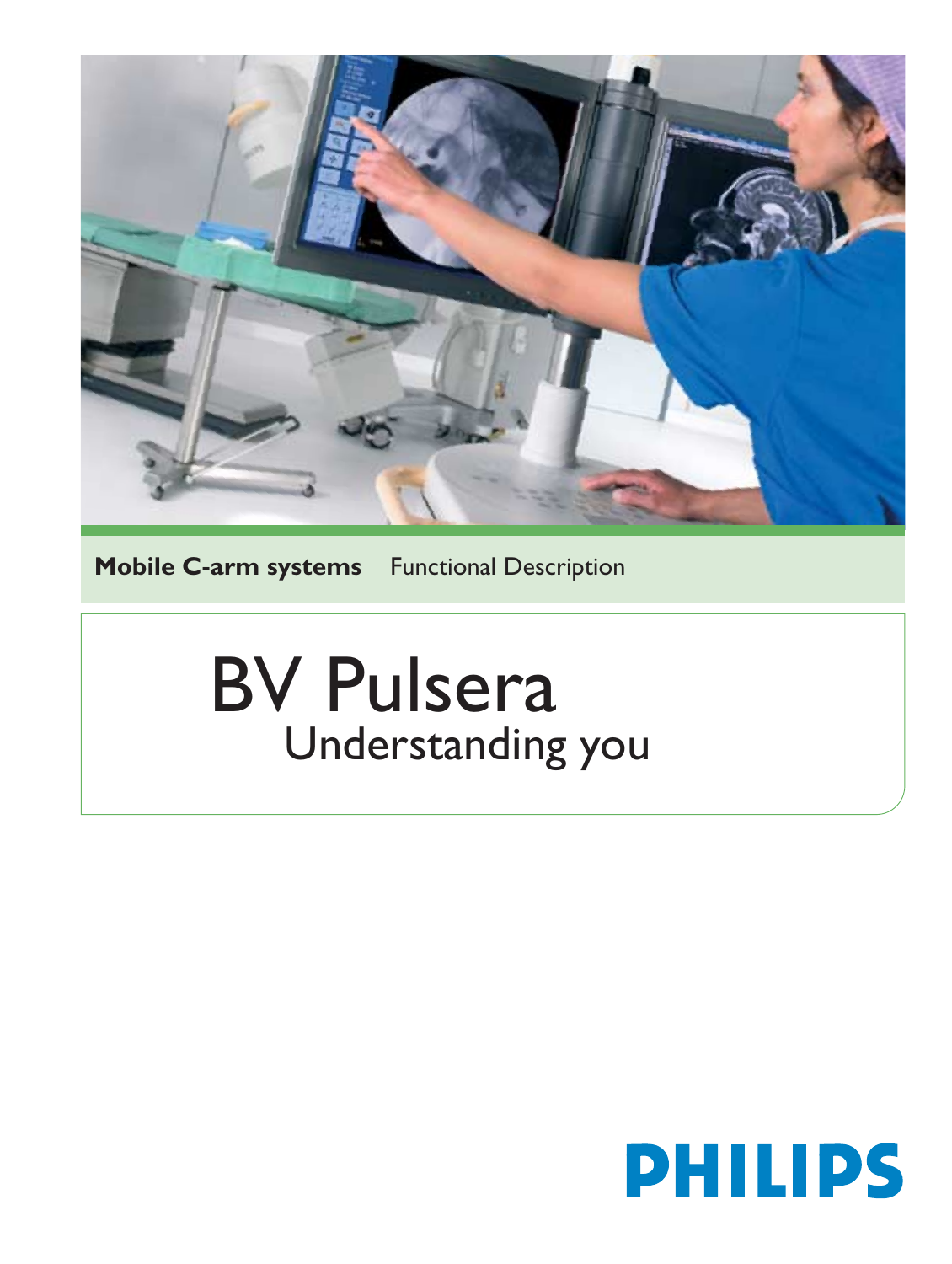**Mobile C-arm systems** Functional Description

# BV Pulsera

## Understanding you

PHILIPS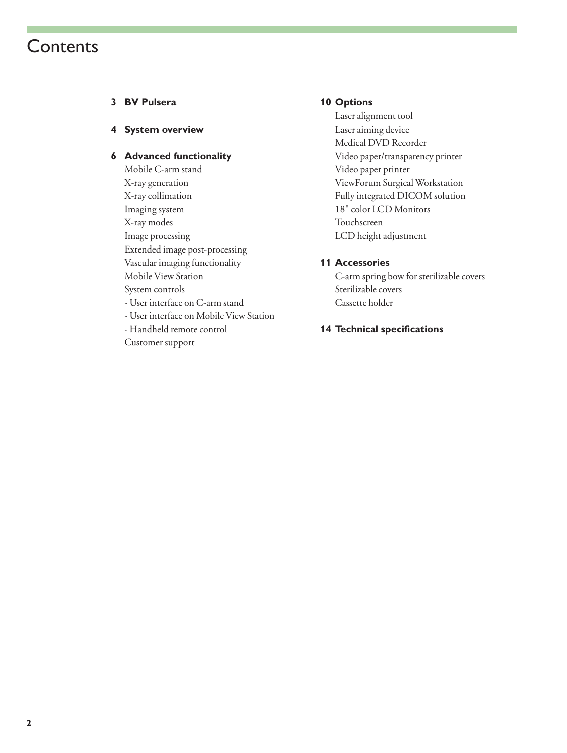# Contents

**3 BV Pulsera**

**4 System overview**

**6 Advanced functionality**

Mobile C-arm stand
X-ray generation
X-ray collimation
Imaging system
X-ray modes
Image processing
Extended image post-processing
Vascular imaging functionality
Mobile View Station
System controls
- User interface on C-arm stand
- User interface on Mobile View Station
- Handheld remote control

Customer support

**10 Options**

Laser alignment tool
Laser aiming device
Medical DVD Recorder
Video paper/transparency printer
Video paper printer
ViewForum Surgical Workstation
Fully integrated DICOM solution
18" color LCD Monitors
Touchscreen
LCD height adjustment

**11 Accessories**

C-arm spring bow for sterilizable covers
Sterilizable covers
Cassette holder

**14 Technical specifications**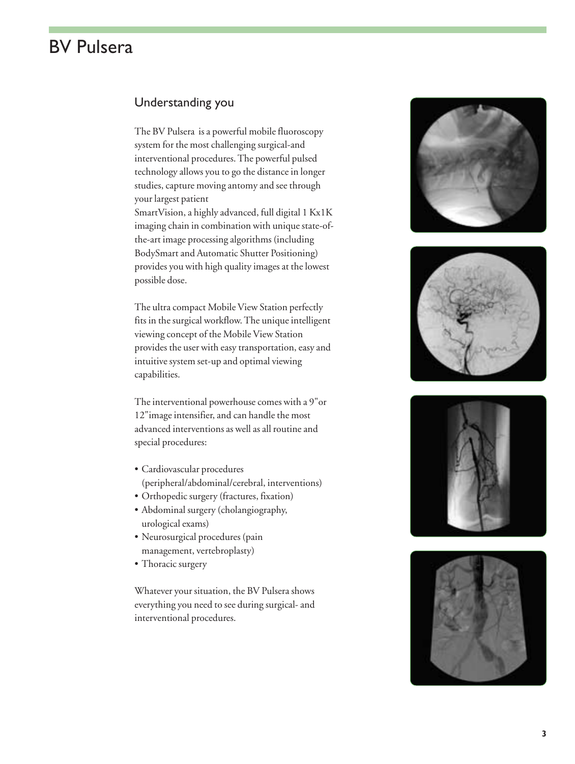# BV Pulsera

## Understanding you

The BV Pulsera is a powerful mobile fluoroscopy system for the most challenging surgical-and interventional procedures. The powerful pulsed technology allows you to go the distance in longer studies, capture moving antomy and see through your largest patient
SmartVision, a highly advanced, full digital 1 Kx1K imaging chain in combination with unique state-of-the-art image processing algorithms (including BodySmart and Automatic Shutter Positioning) provides you with high quality images at the lowest possible dose.

The ultra compact Mobile View Station perfectly fits in the surgical workflow. The unique intelligent viewing concept of the Mobile View Station provides the user with easy transportation, easy and intuitive system set-up and optimal viewing capabilities.

The interventional powerhouse comes with a 9"or 12"image intensifier, and can handle the most advanced interventions as well as all routine and special procedures:

- Cardiovascular procedures (peripheral/abdominal/cerebral, interventions)
- Orthopedic surgery (fractures, fixation)
- Abdominal surgery (cholangiography, urological exams)
- Neurosurgical procedures (pain management, vertebroplasty)
- Thoracic surgery

Whatever your situation, the BV Pulsera shows everything you need to see during surgical- and interventional procedures.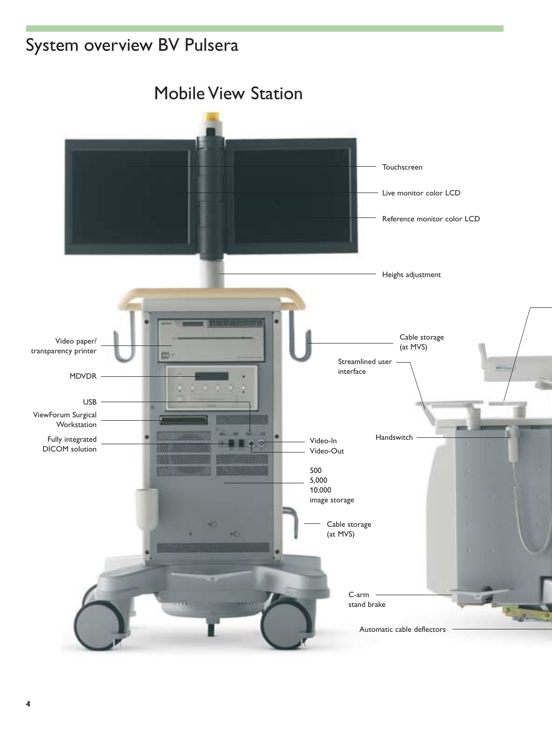# System overview BV Pulsera

## Mobile View Station

- Touchscreen
- Live monitor color LCD
- Reference monitor color LCD
- Height adjustment
- Video paper/ transparency printer
- MDVDR
- USB
- ViewForum Surgical Workstation
- Fully integrated DICOM solution
- Cable storage (at MVS)
- Streamlined user interface
- Handswitch
- Video-In
- Video-Out
- 500 / 5,000 / 10,000 image storage
- Cable storage (at MVS)
- C-arm stand brake
- Automatic cable deflectors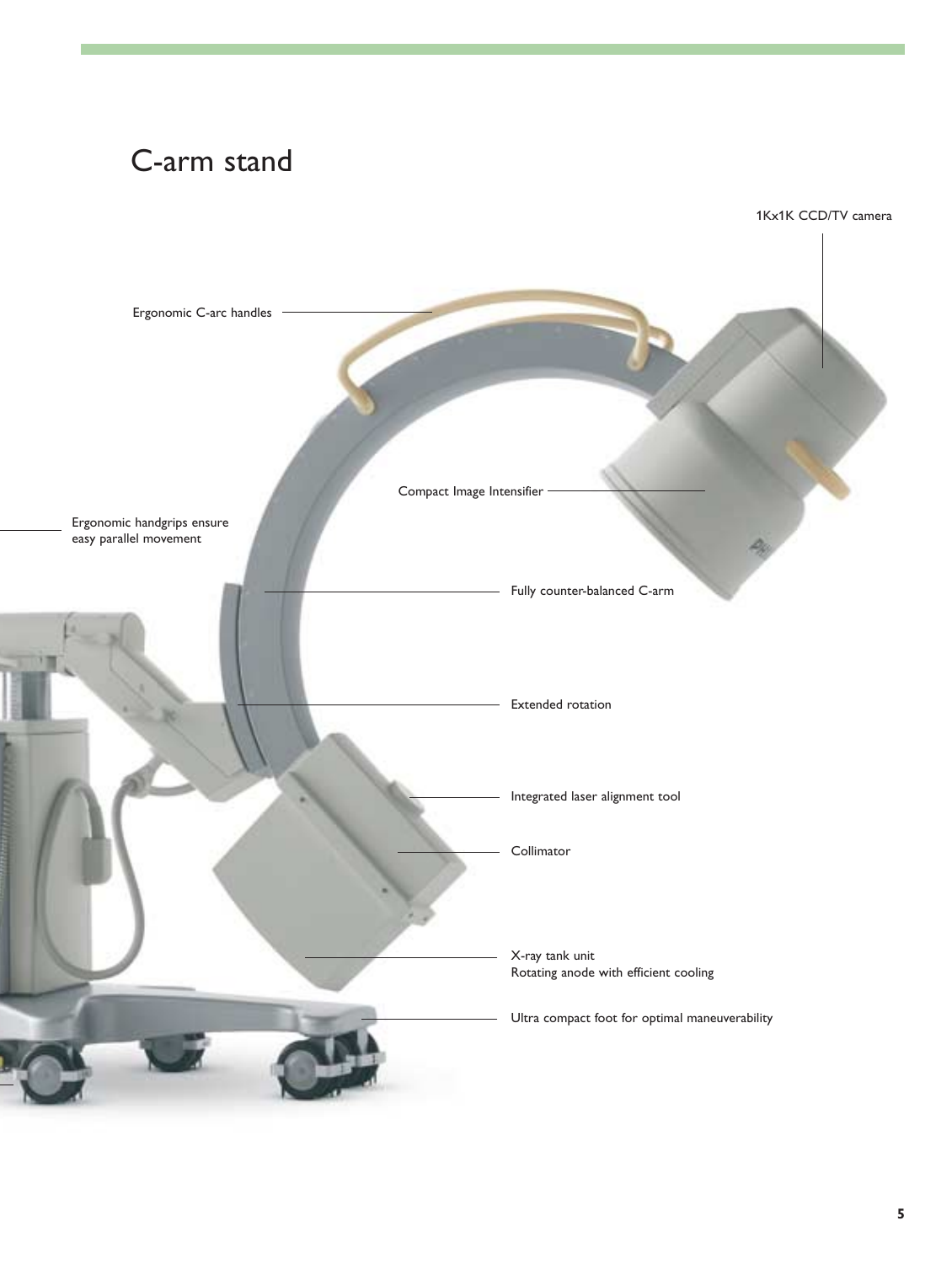# C-arm stand

1Kx1K CCD/TV camera

Ergonomic C-arc handles

Compact Image Intensifier

Ergonomic handgrips ensure easy parallel movement

Fully counter-balanced C-arm

Extended rotation

Integrated laser alignment tool

Collimator

X-ray tank unit
Rotating anode with efficient cooling

Ultra compact foot for optimal maneuverability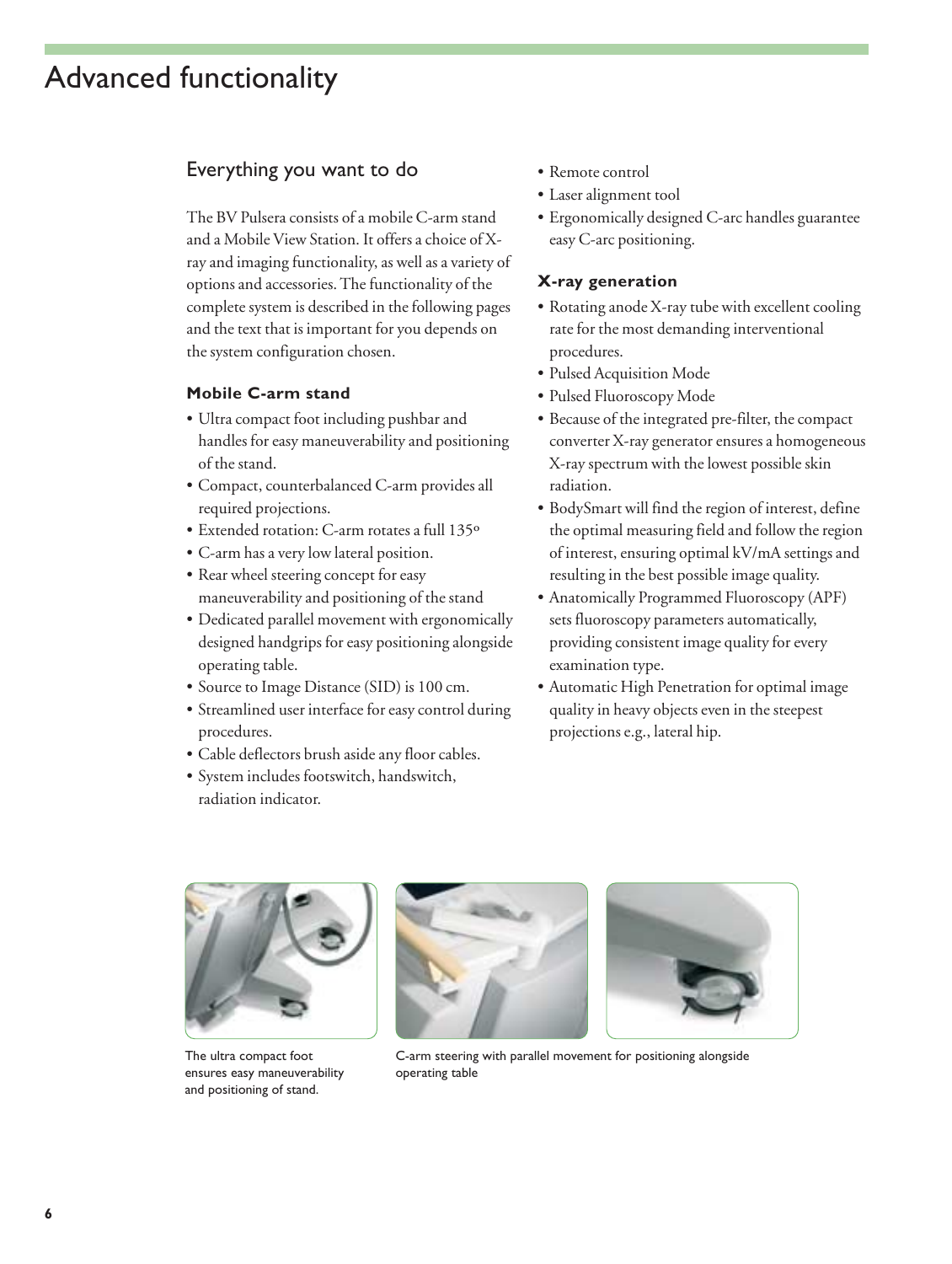# Advanced functionality

## Everything you want to do

The BV Pulsera consists of a mobile C-arm stand and a Mobile View Station. It offers a choice of X-ray and imaging functionality, as well as a variety of options and accessories. The functionality of the complete system is described in the following pages and the text that is important for you depends on the system configuration chosen.

### Mobile C-arm stand

- Ultra compact foot including pushbar and handles for easy maneuverability and positioning of the stand.
- Compact, counterbalanced C-arm provides all required projections.
- Extended rotation: C-arm rotates a full 135º
- C-arm has a very low lateral position.
- Rear wheel steering concept for easy maneuverability and positioning of the stand
- Dedicated parallel movement with ergonomically designed handgrips for easy positioning alongside operating table.
- Source to Image Distance (SID) is 100 cm.
- Streamlined user interface for easy control during procedures.
- Cable deflectors brush aside any floor cables.
- System includes footswitch, handswitch, radiation indicator.
- Remote control
- Laser alignment tool
- Ergonomically designed C-arc handles guarantee easy C-arc positioning.

### X-ray generation

- Rotating anode X-ray tube with excellent cooling rate for the most demanding interventional procedures.
- Pulsed Acquisition Mode
- Pulsed Fluoroscopy Mode
- Because of the integrated pre-filter, the compact converter X-ray generator ensures a homogeneous X-ray spectrum with the lowest possible skin radiation.
- BodySmart will find the region of interest, define the optimal measuring field and follow the region of interest, ensuring optimal kV/mA settings and resulting in the best possible image quality.
- Anatomically Programmed Fluoroscopy (APF) sets fluoroscopy parameters automatically, providing consistent image quality for every examination type.
- Automatic High Penetration for optimal image quality in heavy objects even in the steepest projections e.g., lateral hip.

The ultra compact foot ensures easy maneuverability and positioning of stand.

C-arm steering with parallel movement for positioning alongside operating table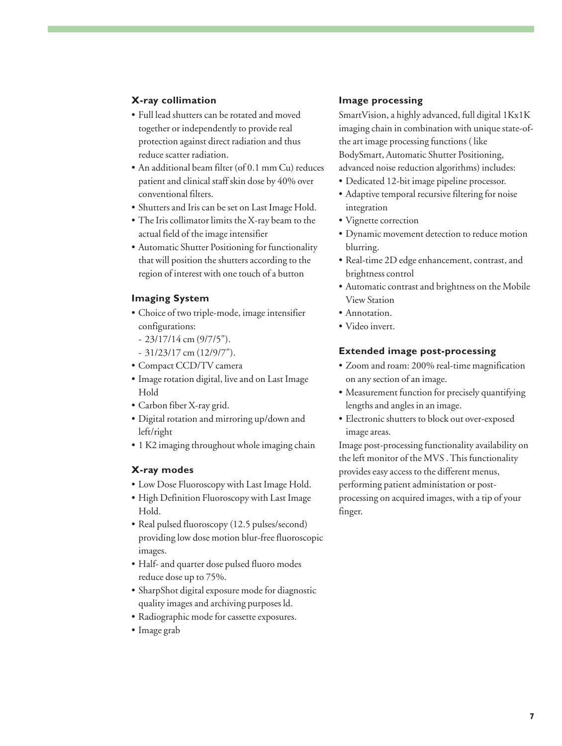### X-ray collimation

- Full lead shutters can be rotated and moved together or independently to provide real protection against direct radiation and thus reduce scatter radiation.
- An additional beam filter (of 0.1 mm Cu) reduces patient and clinical staff skin dose by 40% over conventional filters.
- Shutters and Iris can be set on Last Image Hold.
- The Iris collimator limits the X-ray beam to the actual field of the image intensifier
- Automatic Shutter Positioning for functionality that will position the shutters according to the region of interest with one touch of a button

### Imaging System

- Choice of two triple-mode, image intensifier configurations:
  - 23/17/14 cm (9/7/5").
  - 31/23/17 cm (12/9/7").
- Compact CCD/TV camera
- Image rotation digital, live and on Last Image Hold
- Carbon fiber X-ray grid.
- Digital rotation and mirroring up/down and left/right
- 1 K2 imaging throughout whole imaging chain

### X-ray modes

- Low Dose Fluoroscopy with Last Image Hold.
- High Definition Fluoroscopy with Last Image Hold.
- Real pulsed fluoroscopy (12.5 pulses/second) providing low dose motion blur-free fluoroscopic images.
- Half- and quarter dose pulsed fluoro modes reduce dose up to 75%.
- SharpShot digital exposure mode for diagnostic quality images and archiving purposes ld.
- Radiographic mode for cassette exposures.
- Image grab

### Image processing

SmartVision, a highly advanced, full digital 1Kx1K imaging chain in combination with unique state-of-the art image processing functions ( like BodySmart, Automatic Shutter Positioning, advanced noise reduction algorithms) includes:

- Dedicated 12-bit image pipeline processor.
- Adaptive temporal recursive filtering for noise integration
- Vignette correction
- Dynamic movement detection to reduce motion blurring.
- Real-time 2D edge enhancement, contrast, and brightness control
- Automatic contrast and brightness on the Mobile View Station
- Annotation.
- Video invert.

### Extended image post-processing

- Zoom and roam: 200% real-time magnification on any section of an image.
- Measurement function for precisely quantifying lengths and angles in an image.
- Electronic shutters to block out over-exposed image areas.

Image post-processing functionality availability on the left monitor of the MVS . This functionality provides easy access to the different menus, performing patient administation or post-processing on acquired images, with a tip of your finger.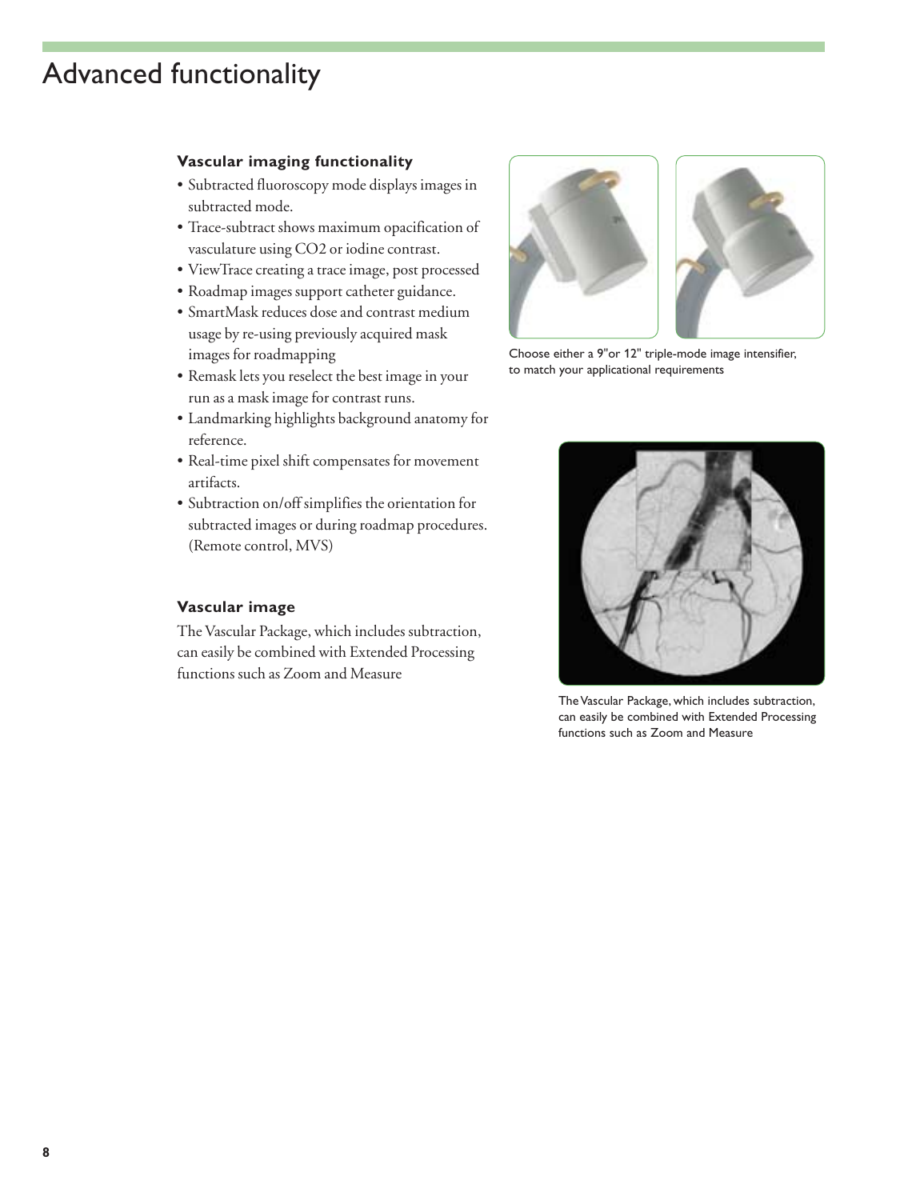# Advanced functionality

### Vascular imaging functionality

- Subtracted fluoroscopy mode displays images in subtracted mode.
- Trace-subtract shows maximum opacification of vasculature using $CO_2$ or iodine contrast.
- ViewTrace creating a trace image, post processed
- Roadmap images support catheter guidance.
- SmartMask reduces dose and contrast medium usage by re-using previously acquired mask images for roadmapping
- Remask lets you reselect the best image in your run as a mask image for contrast runs.
- Landmarking highlights background anatomy for reference.
- Real-time pixel shift compensates for movement artifacts.
- Subtraction on/off simplifies the orientation for subtracted images or during roadmap procedures. (Remote control, MVS)

### Vascular image

The Vascular Package, which includes subtraction, can easily be combined with Extended Processing functions such as Zoom and Measure

Choose either a 9"or 12" triple-mode image intensifier, to match your applicational requirements

The Vascular Package, which includes subtraction, can easily be combined with Extended Processing functions such as Zoom and Measure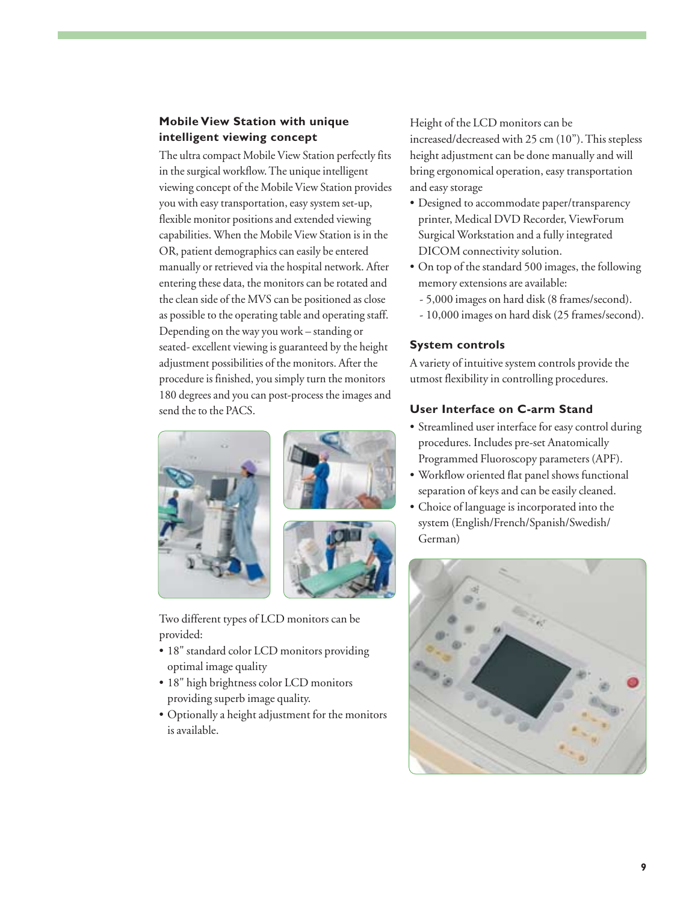### Mobile View Station with unique intelligent viewing concept

The ultra compact Mobile View Station perfectly fits in the surgical workflow. The unique intelligent viewing concept of the Mobile View Station provides you with easy transportation, easy system set-up, flexible monitor positions and extended viewing capabilities. When the Mobile View Station is in the OR, patient demographics can easily be entered manually or retrieved via the hospital network. After entering these data, the monitors can be rotated and the clean side of the MVS can be positioned as close as possible to the operating table and operating staff. Depending on the way you work – standing or seated- excellent viewing is guaranteed by the height adjustment possibilities of the monitors. After the procedure is finished, you simply turn the monitors 180 degrees and you can post-process the images and send the to the PACS.

Two different types of LCD monitors can be provided:

- 18" standard color LCD monitors providing optimal image quality
- 18" high brightness color LCD monitors providing superb image quality.
- Optionally a height adjustment for the monitors is available.

Height of the LCD monitors can be increased/decreased with 25 cm (10”). This stepless height adjustment can be done manually and will bring ergonomical operation, easy transportation and easy storage

- Designed to accommodate paper/transparency printer, Medical DVD Recorder, ViewForum Surgical Workstation and a fully integrated DICOM connectivity solution.
- On top of the standard 500 images, the following memory extensions are available:
  - 5,000 images on hard disk (8 frames/second).
  - 10,000 images on hard disk (25 frames/second).

### System controls

A variety of intuitive system controls provide the utmost flexibility in controlling procedures.

### User Interface on C-arm Stand

- Streamlined user interface for easy control during procedures. Includes pre-set Anatomically Programmed Fluoroscopy parameters (APF).
- Workflow oriented flat panel shows functional separation of keys and can be easily cleaned.
- Choice of language is incorporated into the system (English/French/Spanish/Swedish/German)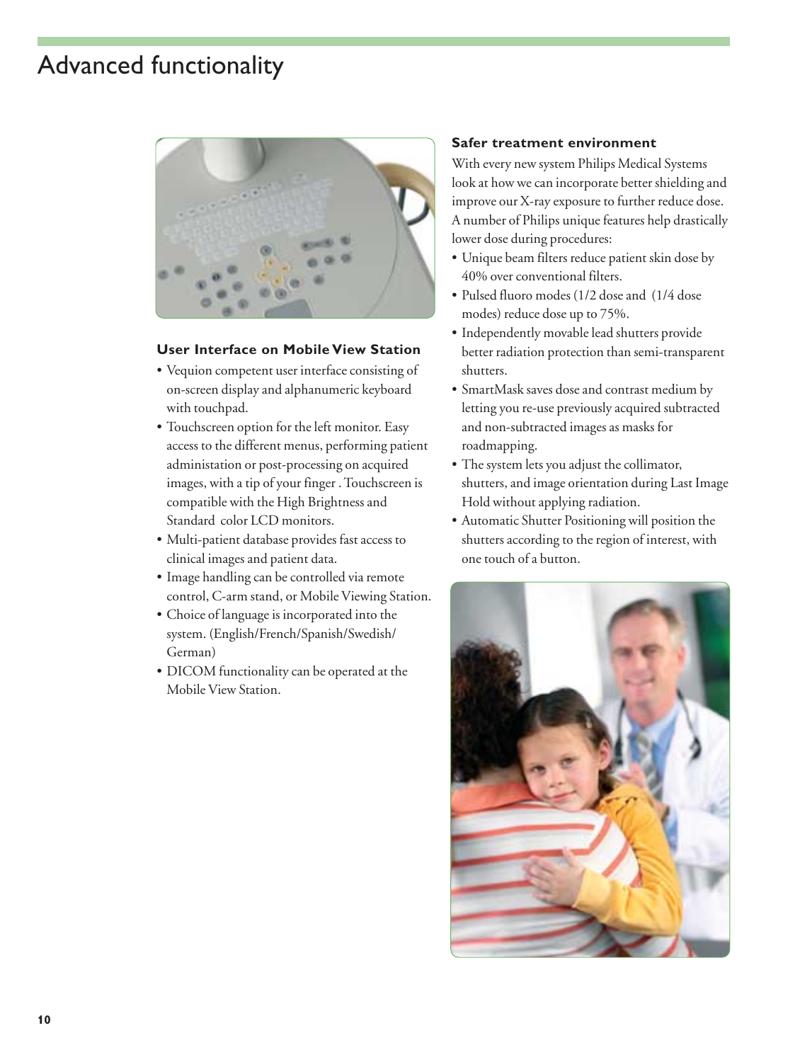# Advanced functionality

### User Interface on Mobile View Station

- Vequion competent user interface consisting of on-screen display and alphanumeric keyboard with touchpad.
- Touchscreen option for the left monitor. Easy access to the different menus, performing patient administation or post-processing on acquired images, with a tip of your finger . Touchscreen is compatible with the High Brightness and Standard color LCD monitors.
- Multi-patient database provides fast access to clinical images and patient data.
- Image handling can be controlled via remote control, C-arm stand, or Mobile Viewing Station.
- Choice of language is incorporated into the system. (English/French/Spanish/Swedish/ German)
- DICOM functionality can be operated at the Mobile View Station.

### Safer treatment environment

With every new system Philips Medical Systems look at how we can incorporate better shielding and improve our X-ray exposure to further reduce dose. A number of Philips unique features help drastically lower dose during procedures:

- Unique beam filters reduce patient skin dose by 40% over conventional filters.
- Pulsed fluoro modes (1/2 dose and (1/4 dose modes) reduce dose up to 75%.
- Independently movable lead shutters provide better radiation protection than semi-transparent shutters.
- SmartMask saves dose and contrast medium by letting you re-use previously acquired subtracted and non-subtracted images as masks for roadmapping.
- The system lets you adjust the collimator, shutters, and image orientation during Last Image Hold without applying radiation.
- Automatic Shutter Positioning will position the shutters according to the region of interest, with one touch of a button.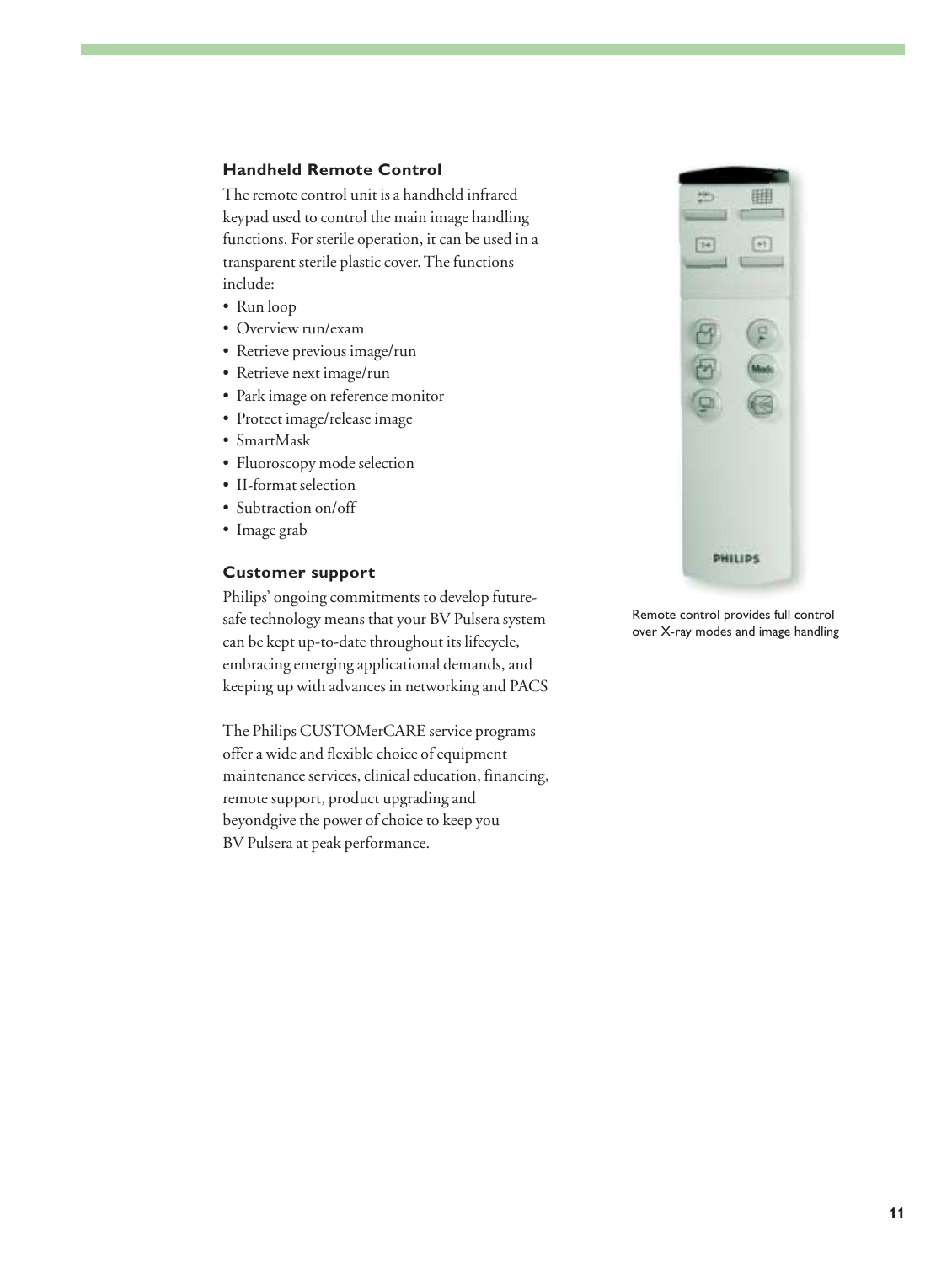### Handheld Remote Control

The remote control unit is a handheld infrared keypad used to control the main image handling functions. For sterile operation, it can be used in a transparent sterile plastic cover. The functions include:

- Run loop
- Overview run/exam
- Retrieve previous image/run
- Retrieve next image/run
- Park image on reference monitor
- Protect image/release image
- SmartMask
- Fluoroscopy mode selection
- II-format selection
- Subtraction on/off
- Image grab

### Customer support

Philips' ongoing commitments to develop future-safe technology means that your BV Pulsera system can be kept up-to-date throughout its lifecycle, embracing emerging applicational demands, and keeping up with advances in networking and PACS

The Philips CUSTOMerCARE service programs offer a wide and flexible choice of equipment maintenance services, clinical education, financing, remote support, product upgrading and beyondgive the power of choice to keep you BV Pulsera at peak performance.

Remote control provides full control over X-ray modes and image handling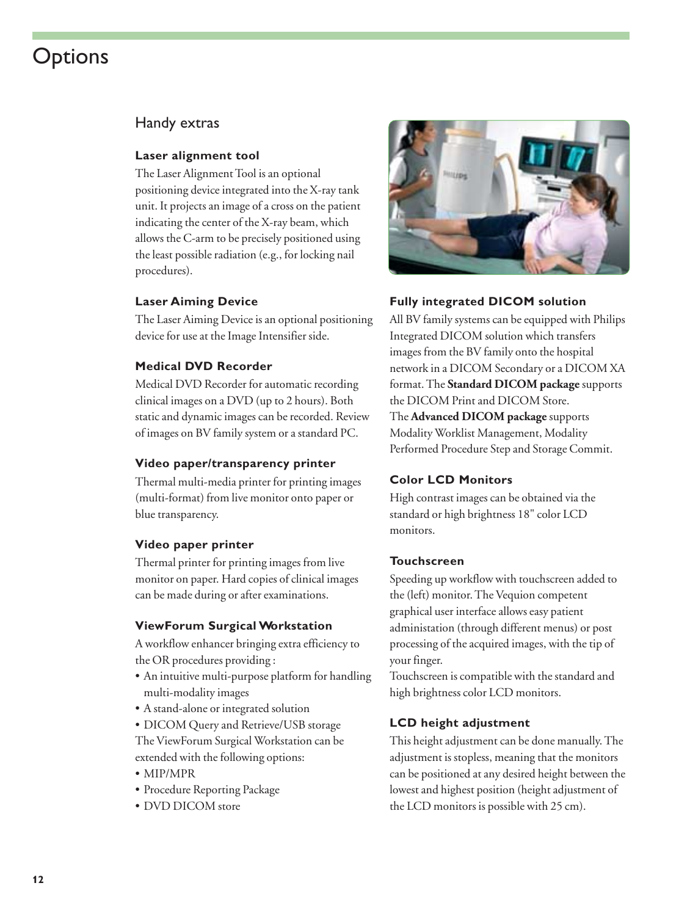# Options

## Handy extras

### Laser alignment tool

The Laser Alignment Tool is an optional positioning device integrated into the X-ray tank unit. It projects an image of a cross on the patient indicating the center of the X-ray beam, which allows the C-arm to be precisely positioned using the least possible radiation (e.g., for locking nail procedures).

### Laser Aiming Device

The Laser Aiming Device is an optional positioning device for use at the Image Intensifier side.

### Medical DVD Recorder

Medical DVD Recorder for automatic recording clinical images on a DVD (up to 2 hours). Both static and dynamic images can be recorded. Review of images on BV family system or a standard PC.

### Video paper/transparency printer

Thermal multi-media printer for printing images (multi-format) from live monitor onto paper or blue transparency.

### Video paper printer

Thermal printer for printing images from live monitor on paper. Hard copies of clinical images can be made during or after examinations.

### ViewForum Surgical Workstation

A workflow enhancer bringing extra efficiency to the OR procedures providing :

- An intuitive multi-purpose platform for handling multi-modality images
- A stand-alone or integrated solution
- DICOM Query and Retrieve/USB storage

The ViewForum Surgical Workstation can be extended with the following options:

- MIP/MPR
- Procedure Reporting Package
- DVD DICOM store

### Fully integrated DICOM solution

All BV family systems can be equipped with Philips Integrated DICOM solution which transfers images from the BV family onto the hospital network in a DICOM Secondary or a DICOM XA format. The **Standard DICOM package** supports the DICOM Print and DICOM Store.
The **Advanced DICOM package** supports Modality Worklist Management, Modality Performed Procedure Step and Storage Commit.

### Color LCD Monitors

High contrast images can be obtained via the standard or high brightness 18" color LCD monitors.

### Touchscreen

Speeding up workflow with touchscreen added to the (left) monitor. The Vequion competent graphical user interface allows easy patient administation (through different menus) or post processing of the acquired images, with the tip of your finger.
Touchscreen is compatible with the standard and high brightness color LCD monitors.

### LCD height adjustment

This height adjustment can be done manually. The adjustment is stopless, meaning that the monitors can be positioned at any desired height between the lowest and highest position (height adjustment of the LCD monitors is possible with 25 cm).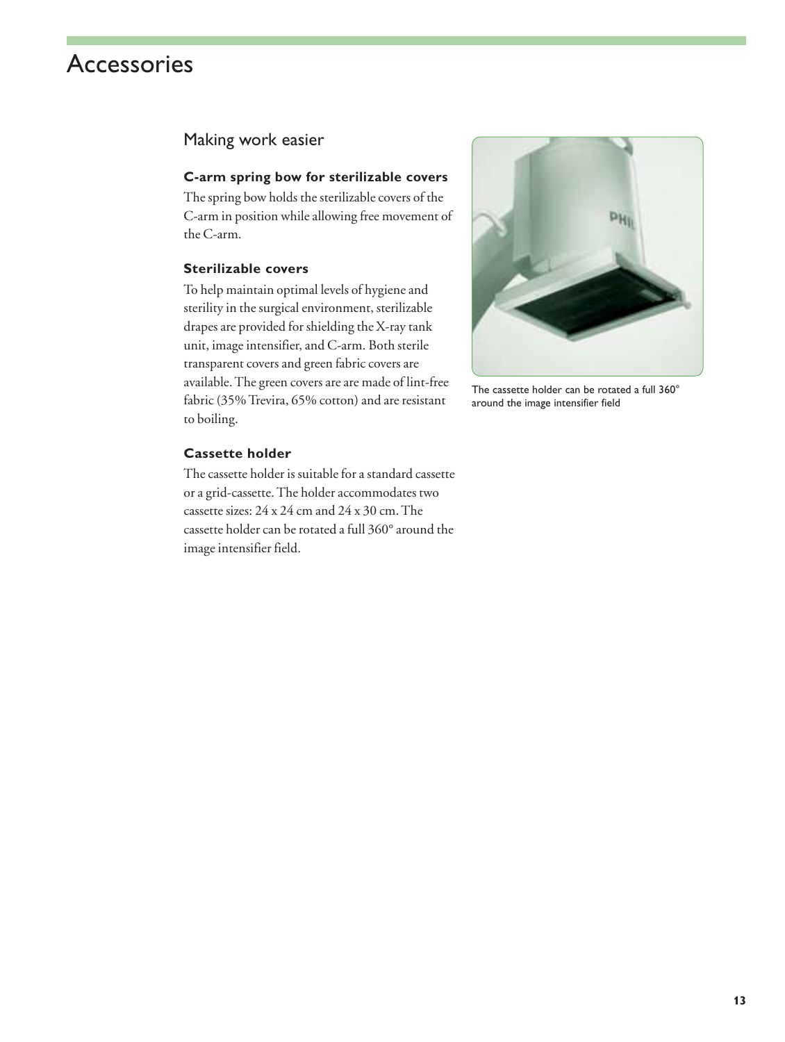# Accessories

## Making work easier

### C-arm spring bow for sterilizable covers

The spring bow holds the sterilizable covers of the C-arm in position while allowing free movement of the C-arm.

### Sterilizable covers

To help maintain optimal levels of hygiene and sterility in the surgical environment, sterilizable drapes are provided for shielding the X-ray tank unit, image intensifier, and C-arm. Both sterile transparent covers and green fabric covers are available. The green covers are are made of lint-free fabric (35% Trevira, 65% cotton) and are resistant to boiling.

### Cassette holder

The cassette holder is suitable for a standard cassette or a grid-cassette. The holder accommodates two cassette sizes: 24 x 24 cm and 24 x 30 cm. The cassette holder can be rotated a full 360° around the image intensifier field.

The cassette holder can be rotated a full 360° around the image intensifier field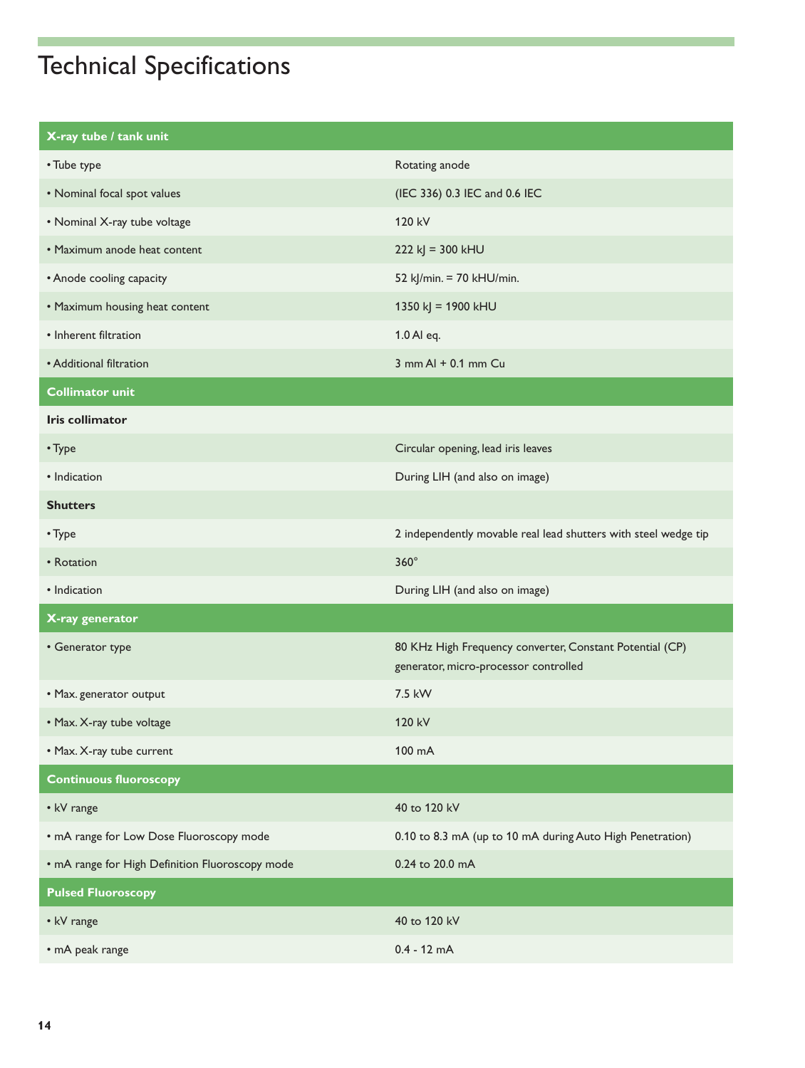# Technical Specifications

| X-ray tube / tank unit | |
|---|---|
| • Tube type | Rotating anode |
| • Nominal focal spot values | (IEC 336) 0.3 IEC and 0.6 IEC |
| • Nominal X-ray tube voltage | 120 kV |
| • Maximum anode heat content | 222 kJ = 300 kHU |
| • Anode cooling capacity | 52 kJ/min. = 70 kHU/min. |
| • Maximum housing heat content | 1350 kJ = 1900 kHU |
| • Inherent filtration | 1.0 Al eq. |
| • Additional filtration | 3 mm Al + 0.1 mm Cu |
| **Collimator unit** | |
| **Iris collimator** | |
| • Type | Circular opening, lead iris leaves |
| • Indication | During LIH (and also on image) |
| **Shutters** | |
| • Type | 2 independently movable real lead shutters with steel wedge tip |
| • Rotation | 360° |
| • Indication | During LIH (and also on image) |
| **X-ray generator** | |
| • Generator type | 80 KHz High Frequency converter, Constant Potential (CP) generator, micro-processor controlled |
| • Max. generator output | 7.5 kW |
| • Max. X-ray tube voltage | 120 kV |
| • Max. X-ray tube current | 100 mA |
| **Continuous fluoroscopy** | |
| • kV range | 40 to 120 kV |
| • mA range for Low Dose Fluoroscopy mode | 0.10 to 8.3 mA (up to 10 mA during Auto High Penetration) |
| • mA range for High Definition Fluoroscopy mode | 0.24 to 20.0 mA |
| **Pulsed Fluoroscopy** | |
| • kV range | 40 to 120 kV |
| • mA peak range | 0.4 - 12 mA |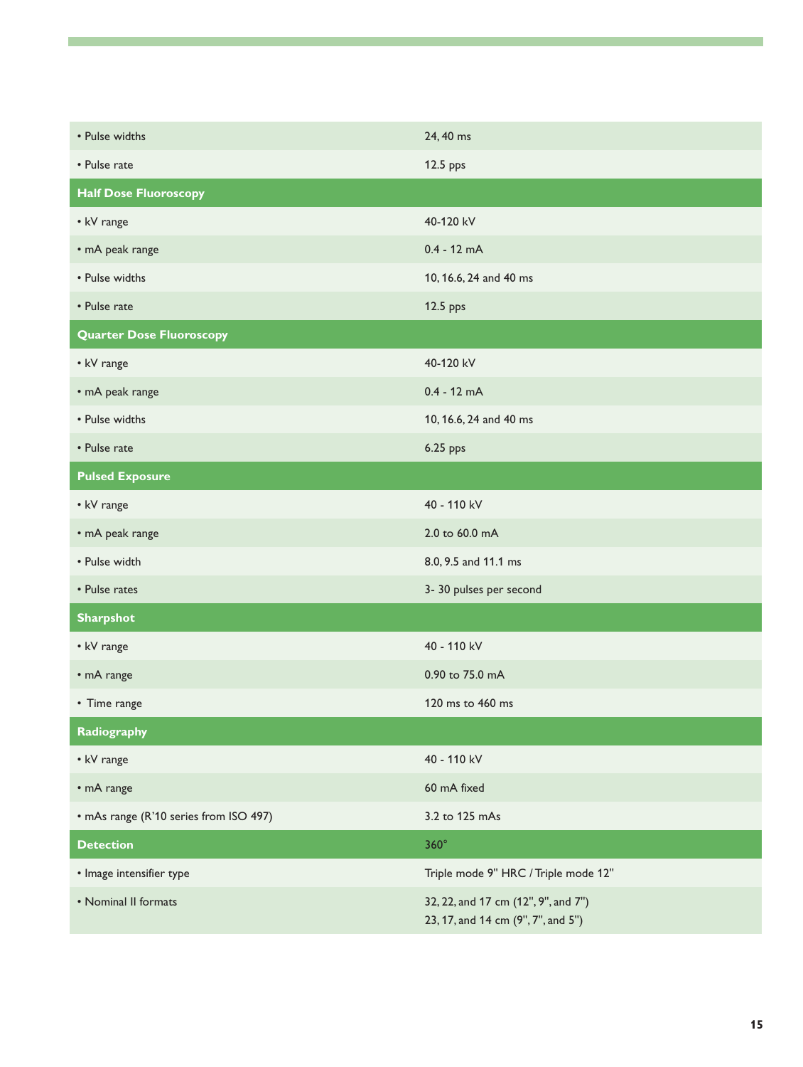| | |
|---|---|
| • Pulse widths | 24, 40 ms |
| • Pulse rate | 12.5 pps |
| **Half Dose Fluoroscopy** | |
| • kV range | 40-120 kV |
| • mA peak range | 0.4 - 12 mA |
| • Pulse widths | 10, 16.6, 24 and 40 ms |
| • Pulse rate | 12.5 pps |
| **Quarter Dose Fluoroscopy** | |
| • kV range | 40-120 kV |
| • mA peak range | 0.4 - 12 mA |
| • Pulse widths | 10, 16.6, 24 and 40 ms |
| • Pulse rate | 6.25 pps |
| **Pulsed Exposure** | |
| • kV range | 40 - 110 kV |
| • mA peak range | 2.0 to 60.0 mA |
| • Pulse width | 8.0, 9.5 and 11.1 ms |
| • Pulse rates | 3- 30 pulses per second |
| **Sharpshot** | |
| • kV range | 40 - 110 kV |
| • mA range | 0.90 to 75.0 mA |
| • Time range | 120 ms to 460 ms |
| **Radiography** | |
| • kV range | 40 - 110 kV |
| • mA range | 60 mA fixed |
| • mAs range (R'10 series from ISO 497) | 3.2 to 125 mAs |
| **Detection** | 360° |
| • Image intensifier type | Triple mode 9" HRC / Triple mode 12" |
| • Nominal II formats | 32, 22, and 17 cm (12", 9", and 7")<br>23, 17, and 14 cm (9", 7", and 5") |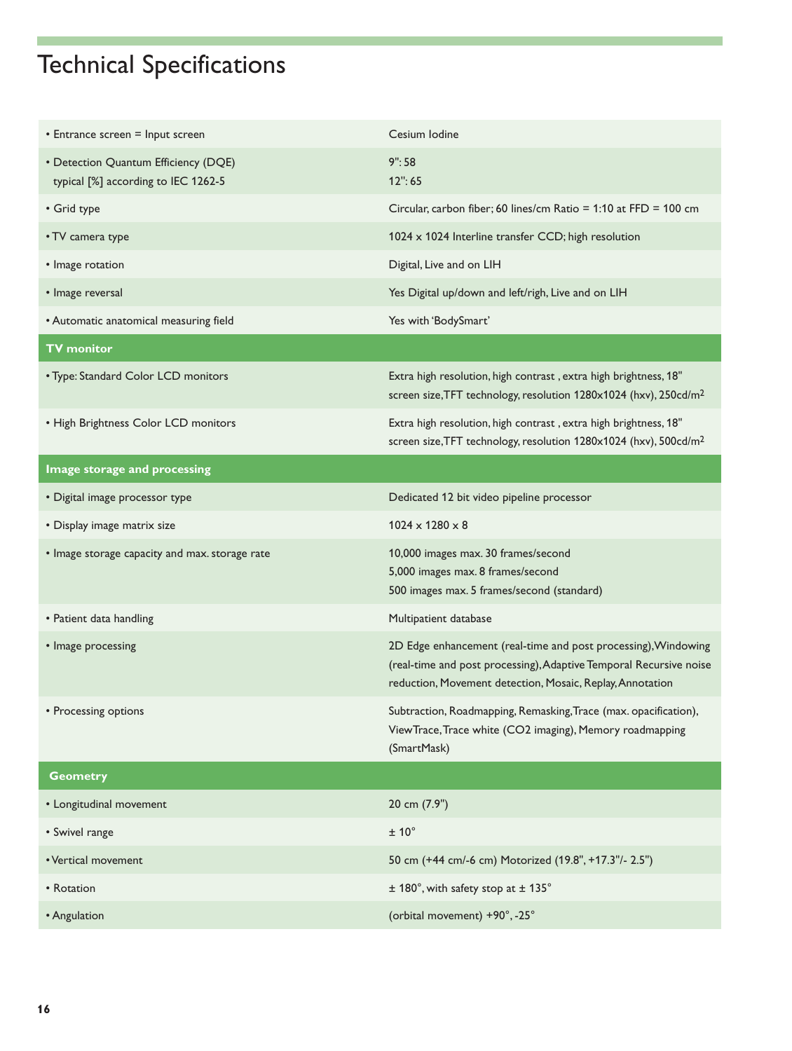# Technical Specifications

| | |
|---|---|
| • Entrance screen = Input screen | Cesium Iodine |
| • Detection Quantum Efficiency (DQE) typical [%] according to IEC 1262-5 | 9": 58<br>12": 65 |
| • Grid type | Circular, carbon fiber; 60 lines/cm Ratio = 1:10 at FFD = 100 cm |
| • TV camera type | 1024 x 1024 Interline transfer CCD; high resolution |
| • Image rotation | Digital, Live and on LIH |
| • Image reversal | Yes Digital up/down and left/righ, Live and on LIH |
| • Automatic anatomical measuring field | Yes with 'BodySmart' |
| **TV monitor** | |
| • Type: Standard Color LCD monitors | Extra high resolution, high contrast , extra high brightness, 18" screen size, TFT technology, resolution 1280x1024 (hxv), 250cd/m$^2$ |
| • High Brightness Color LCD monitors | Extra high resolution, high contrast , extra high brightness, 18" screen size, TFT technology, resolution 1280x1024 (hxv), 500cd/m$^2$ |
| **Image storage and processing** | |
| • Digital image processor type | Dedicated 12 bit video pipeline processor |
| • Display image matrix size | 1024 x 1280 x 8 |
| • Image storage capacity and max. storage rate | 10,000 images max. 30 frames/second<br>5,000 images max. 8 frames/second<br>500 images max. 5 frames/second (standard) |
| • Patient data handling | Multipatient database |
| • Image processing | 2D Edge enhancement (real-time and post processing), Windowing (real-time and post processing), Adaptive Temporal Recursive noise reduction, Movement detection, Mosaic, Replay, Annotation |
| • Processing options | Subtraction, Roadmapping, Remasking, Trace (max. opacification), ViewTrace, Trace white (CO2 imaging), Memory roadmapping (SmartMask) |
| **Geometry** | |
| • Longitudinal movement | 20 cm (7.9") |
| • Swivel range | ± 10° |
| • Vertical movement | 50 cm (+44 cm/-6 cm) Motorized (19.8", +17.3"/- 2.5") |
| • Rotation | ± 180°, with safety stop at ± 135° |
| • Angulation | (orbital movement) +90°, -25° |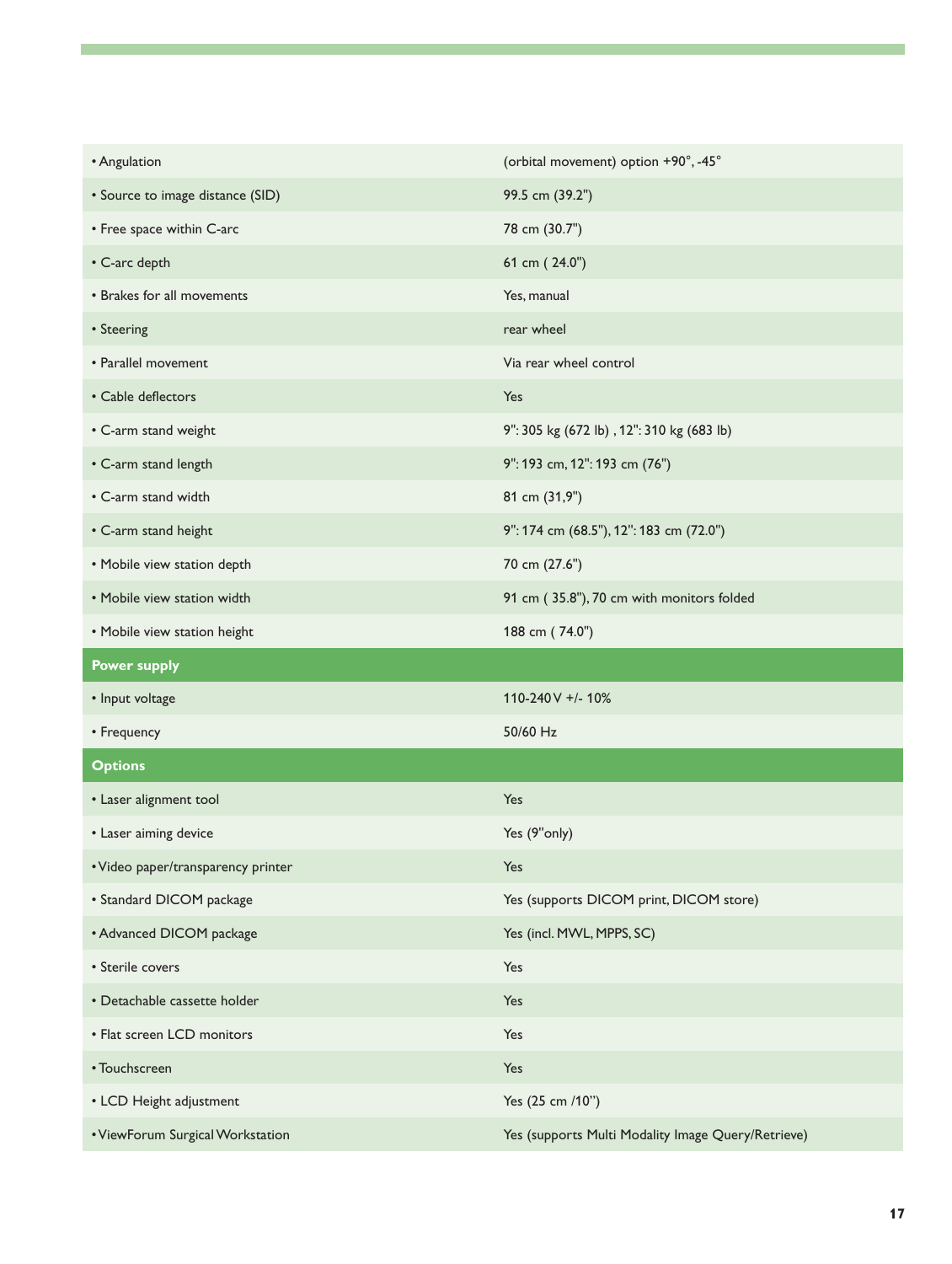| | |
|---|---|
| • Angulation | (orbital movement) option +90°, -45° |
| • Source to image distance (SID) | 99.5 cm (39.2") |
| • Free space within C-arc | 78 cm (30.7") |
| • C-arc depth | 61 cm ( 24.0") |
| • Brakes for all movements | Yes, manual |
| • Steering | rear wheel |
| • Parallel movement | Via rear wheel control |
| • Cable deflectors | Yes |
| • C-arm stand weight | 9": 305 kg (672 lb) , 12": 310 kg (683 lb) |
| • C-arm stand length | 9": 193 cm, 12": 193 cm (76") |
| • C-arm stand width | 81 cm (31,9") |
| • C-arm stand height | 9": 174 cm (68.5"), 12": 183 cm (72.0") |
| • Mobile view station depth | 70 cm (27.6") |
| • Mobile view station width | 91 cm ( 35.8"), 70 cm with monitors folded |
| • Mobile view station height | 188 cm ( 74.0") |
| **Power supply** | |
| • Input voltage | 110-240 V +/- 10% |
| • Frequency | 50/60 Hz |
| **Options** | |
| • Laser alignment tool | Yes |
| • Laser aiming device | Yes (9"only) |
| • Video paper/transparency printer | Yes |
| • Standard DICOM package | Yes (supports DICOM print, DICOM store) |
| • Advanced DICOM package | Yes (incl. MWL, MPPS, SC) |
| • Sterile covers | Yes |
| • Detachable cassette holder | Yes |
| • Flat screen LCD monitors | Yes |
| • Touchscreen | Yes |
| • LCD Height adjustment | Yes (25 cm /10") |
| • ViewForum Surgical Workstation | Yes (supports Multi Modality Image Query/Retrieve) |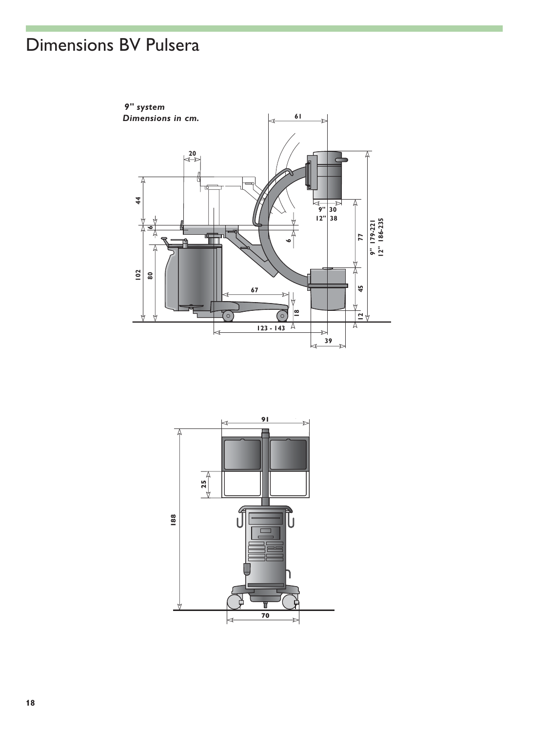# Dimensions BV Pulsera

*9" system*
*Dimensions in cm.*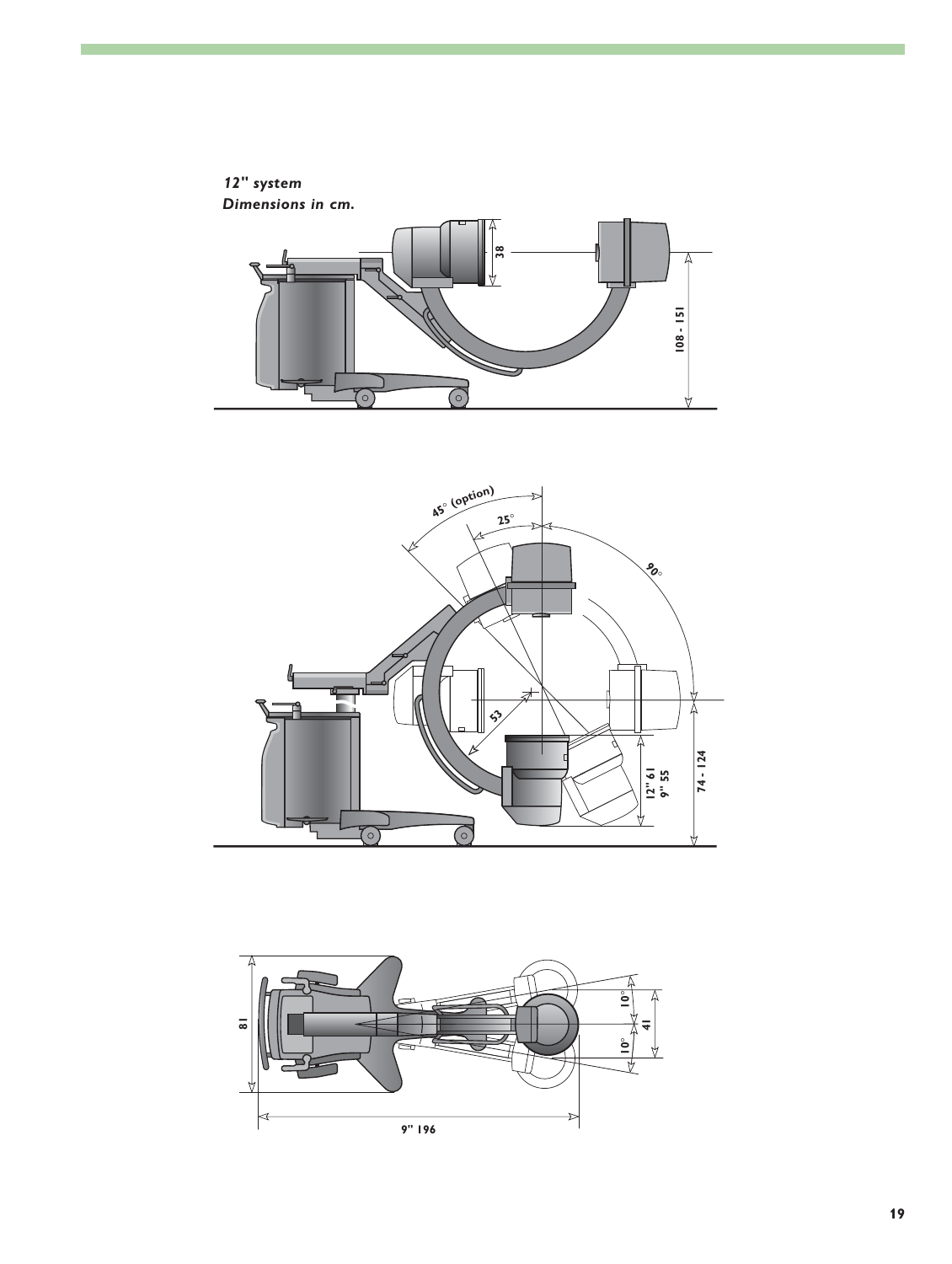*12" system*
*Dimensions in cm.*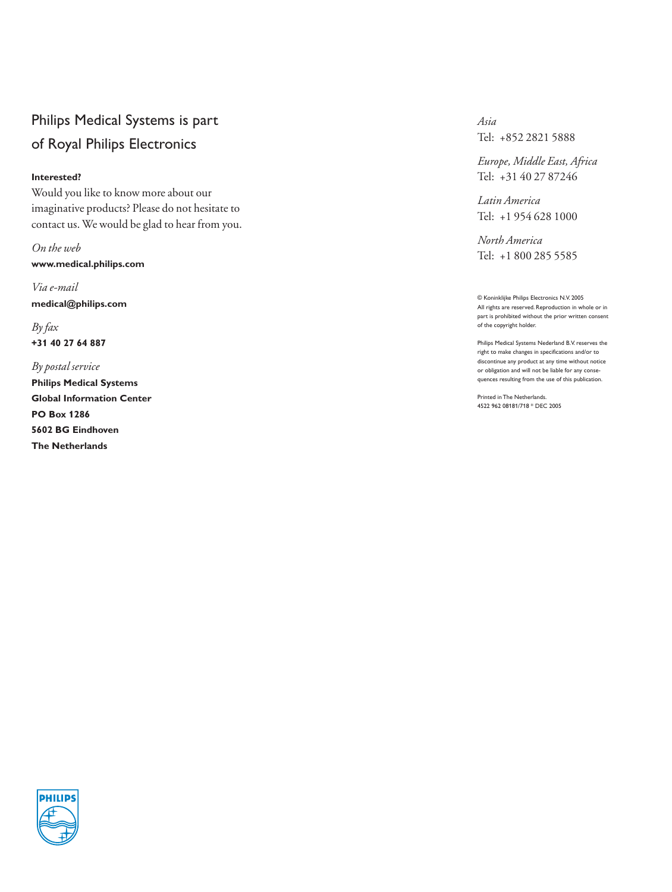## Philips Medical Systems is part of Royal Philips Electronics

**Interested?**

Would you like to know more about our imaginative products? Please do not hesitate to contact us. We would be glad to hear from you.

*On the web*
**www.medical.philips.com**

*Via e-mail*
**medical@philips.com**

*By fax*
**+31 40 27 64 887**

*By postal service*
**Philips Medical Systems**
**Global Information Center**
**PO Box 1286**
**5602 BG Eindhoven**
**The Netherlands**

*Asia*
Tel: +852 2821 5888

*Europe, Middle East, Africa*
Tel: +31 40 27 87246

*Latin America*
Tel: +1 954 628 1000

*North America*
Tel: +1 800 285 5585

© Koninklijke Philips Electronics N.V. 2005
All rights are reserved. Reproduction in whole or in part is prohibited without the prior written consent of the copyright holder.

Philips Medical Systems Nederland B.V. reserves the right to make changes in specifications and/or to discontinue any product at any time without notice or obligation and will not be liable for any consequences resulting from the use of this publication.

Printed in The Netherlands.
4522 962 08181/718 * DEC 2005

PHILIPS